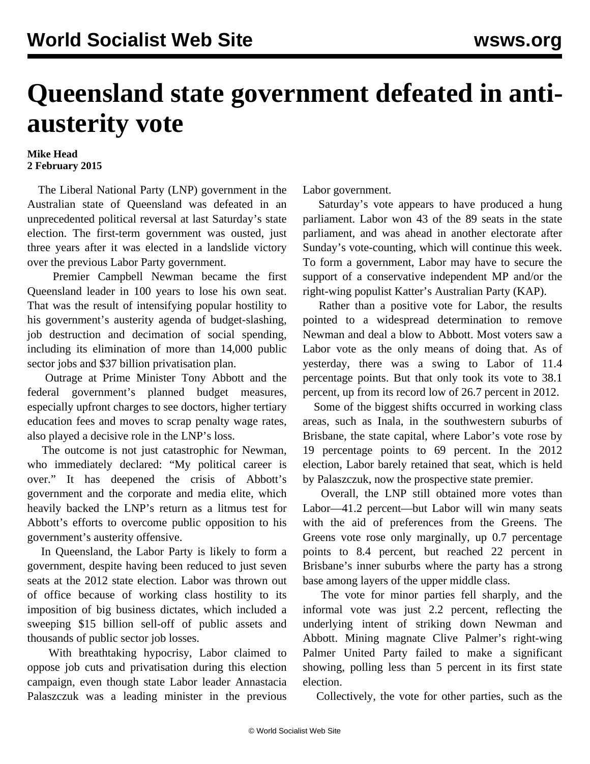# Queensland state government defeated in anti-austerity vote

**Mike Head**
**2 February 2015**

The Liberal National Party (LNP) government in the Australian state of Queensland was defeated in an unprecedented political reversal at last Saturday's state election. The first-term government was ousted, just three years after it was elected in a landslide victory over the previous Labor Party government.

Premier Campbell Newman became the first Queensland leader in 100 years to lose his own seat. That was the result of intensifying popular hostility to his government's austerity agenda of budget-slashing, job destruction and decimation of social spending, including its elimination of more than 14,000 public sector jobs and $37 billion privatisation plan.

Outrage at Prime Minister Tony Abbott and the federal government's planned budget measures, especially upfront charges to see doctors, higher tertiary education fees and moves to scrap penalty wage rates, also played a decisive role in the LNP's loss.

The outcome is not just catastrophic for Newman, who immediately declared: "My political career is over." It has deepened the crisis of Abbott's government and the corporate and media elite, which heavily backed the LNP's return as a litmus test for Abbott's efforts to overcome public opposition to his government's austerity offensive.

In Queensland, the Labor Party is likely to form a government, despite having been reduced to just seven seats at the 2012 state election. Labor was thrown out of office because of working class hostility to its imposition of big business dictates, which included a sweeping $15 billion sell-off of public assets and thousands of public sector job losses.

With breathtaking hypocrisy, Labor claimed to oppose job cuts and privatisation during this election campaign, even though state Labor leader Annastacia Palaszczuk was a leading minister in the previous Labor government.

Saturday's vote appears to have produced a hung parliament. Labor won 43 of the 89 seats in the state parliament, and was ahead in another electorate after Sunday's vote-counting, which will continue this week. To form a government, Labor may have to secure the support of a conservative independent MP and/or the right-wing populist Katter's Australian Party (KAP).

Rather than a positive vote for Labor, the results pointed to a widespread determination to remove Newman and deal a blow to Abbott. Most voters saw a Labor vote as the only means of doing that. As of yesterday, there was a swing to Labor of 11.4 percentage points. But that only took its vote to 38.1 percent, up from its record low of 26.7 percent in 2012.

Some of the biggest shifts occurred in working class areas, such as Inala, in the southwestern suburbs of Brisbane, the state capital, where Labor's vote rose by 19 percentage points to 69 percent. In the 2012 election, Labor barely retained that seat, which is held by Palaszczuk, now the prospective state premier.

Overall, the LNP still obtained more votes than Labor—41.2 percent—but Labor will win many seats with the aid of preferences from the Greens. The Greens vote rose only marginally, up 0.7 percentage points to 8.4 percent, but reached 22 percent in Brisbane's inner suburbs where the party has a strong base among layers of the upper middle class.

The vote for minor parties fell sharply, and the informal vote was just 2.2 percent, reflecting the underlying intent of striking down Newman and Abbott. Mining magnate Clive Palmer's right-wing Palmer United Party failed to make a significant showing, polling less than 5 percent in its first state election.

Collectively, the vote for other parties, such as the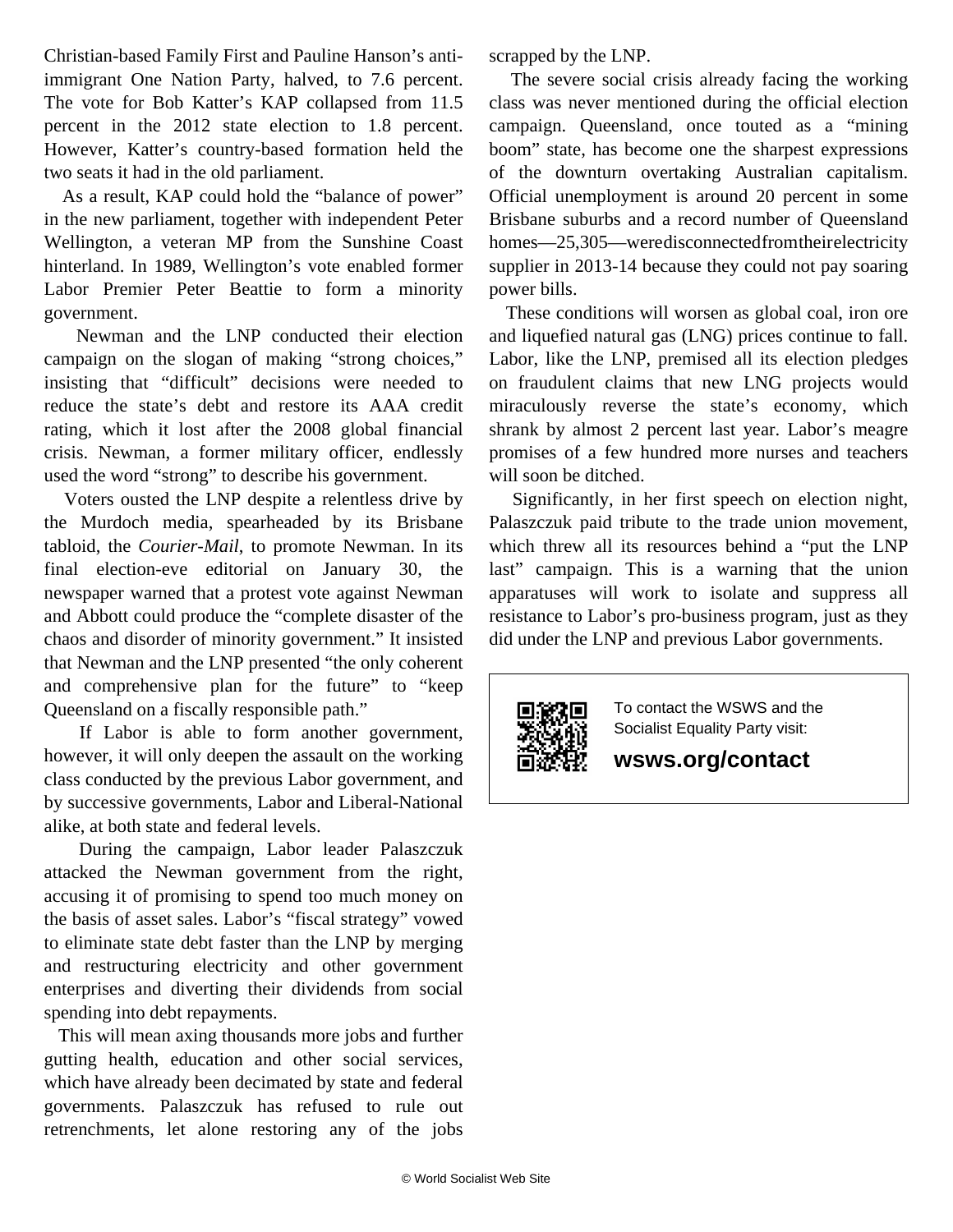Christian-based Family First and Pauline Hanson's anti-immigrant One Nation Party, halved, to 7.6 percent. The vote for Bob Katter's KAP collapsed from 11.5 percent in the 2012 state election to 1.8 percent. However, Katter's country-based formation held the two seats it had in the old parliament.

As a result, KAP could hold the "balance of power" in the new parliament, together with independent Peter Wellington, a veteran MP from the Sunshine Coast hinterland. In 1989, Wellington's vote enabled former Labor Premier Peter Beattie to form a minority government.

Newman and the LNP conducted their election campaign on the slogan of making "strong choices," insisting that "difficult" decisions were needed to reduce the state's debt and restore its AAA credit rating, which it lost after the 2008 global financial crisis. Newman, a former military officer, endlessly used the word "strong" to describe his government.

Voters ousted the LNP despite a relentless drive by the Murdoch media, spearheaded by its Brisbane tabloid, the *Courier-Mail*, to promote Newman. In its final election-eve editorial on January 30, the newspaper warned that a protest vote against Newman and Abbott could produce the "complete disaster of the chaos and disorder of minority government." It insisted that Newman and the LNP presented "the only coherent and comprehensive plan for the future" to "keep Queensland on a fiscally responsible path."

If Labor is able to form another government, however, it will only deepen the assault on the working class conducted by the previous Labor government, and by successive governments, Labor and Liberal-National alike, at both state and federal levels.

During the campaign, Labor leader Palaszczuk attacked the Newman government from the right, accusing it of promising to spend too much money on the basis of asset sales. Labor's "fiscal strategy" vowed to eliminate state debt faster than the LNP by merging and restructuring electricity and other government enterprises and diverting their dividends from social spending into debt repayments.

This will mean axing thousands more jobs and further gutting health, education and other social services, which have already been decimated by state and federal governments. Palaszczuk has refused to rule out retrenchments, let alone restoring any of the jobs scrapped by the LNP.

The severe social crisis already facing the working class was never mentioned during the official election campaign. Queensland, once touted as a "mining boom" state, has become one the sharpest expressions of the downturn overtaking Australian capitalism. Official unemployment is around 20 percent in some Brisbane suburbs and a record number of Queensland homes—25,305—were disconnected from their electricity supplier in 2013-14 because they could not pay soaring power bills.

These conditions will worsen as global coal, iron ore and liquefied natural gas (LNG) prices continue to fall. Labor, like the LNP, premised all its election pledges on fraudulent claims that new LNG projects would miraculously reverse the state's economy, which shrank by almost 2 percent last year. Labor's meagre promises of a few hundred more nurses and teachers will soon be ditched.

Significantly, in her first speech on election night, Palaszczuk paid tribute to the trade union movement, which threw all its resources behind a "put the LNP last" campaign. This is a warning that the union apparatuses will work to isolate and suppress all resistance to Labor's pro-business program, just as they did under the LNP and previous Labor governments.

To contact the WSWS and the Socialist Equality Party visit:

**wsws.org/contact**